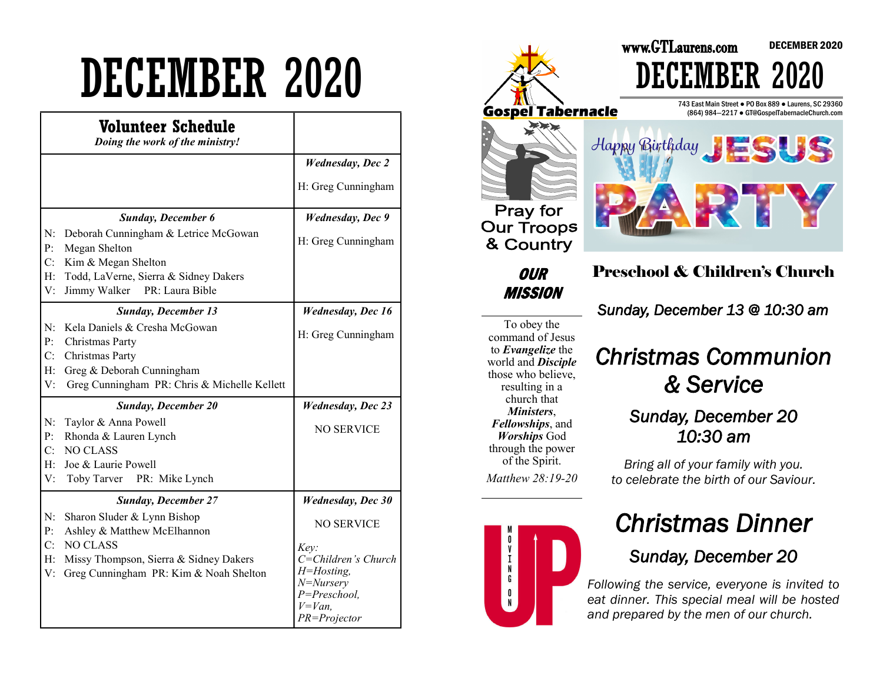# DECEMBER 2020

## Volunteer Schedule

*Doing the work of the ministry!*

| Sunday | Wednesday |
|---|---|
| | ***Wednesday, Dec 2*** H: Greg Cunningham |
| ***Sunday, December 6*** N: Deborah Cunningham & Letrice McGowan P: Megan Shelton C: Kim & Megan Shelton H: Todd, LaVerne, Sierra & Sidney Dakers V: Jimmy Walker PR: Laura Bible | ***Wednesday, Dec 9*** H: Greg Cunningham |
| ***Sunday, December 13*** N: Kela Daniels & Cresha McGowan P: Christmas Party C: Christmas Party H: Greg & Deborah Cunningham V: Greg Cunningham PR: Chris & Michelle Kellett | ***Wednesday, Dec 16*** H: Greg Cunningham |
| ***Sunday, December 20*** N: Taylor & Anna Powell P: Rhonda & Lauren Lynch C: NO CLASS H: Joe & Laurie Powell V: Toby Tarver PR: Mike Lynch | ***Wednesday, Dec 23*** NO SERVICE |
| ***Sunday, December 27*** N: Sharon Sluder & Lynn Bishop P: Ashley & Matthew McElhannon C: NO CLASS H: Missy Thompson, Sierra & Sidney Dakers V: Greg Cunningham PR: Kim & Noah Shelton | ***Wednesday, Dec 30*** NO SERVICE *Key: C=Children's Church H=Hosting, N=Nursery P=Preschool, V=Van, PR=Projector* |

www.GTLaurens.com DECEMBER 2020

# DECEMBER 2020

Gospel Tabernacle

743 East Main Street ● PO Box 889 ● Laurens, SC 29360
(864) 984—2217 ● GT@GospelTabernacleChurch.com

Pray for Our Troops & Country

Happy Birthday JESUS PARTY

## Preschool & Children's Church

*Sunday, December 13 @ 10:30 am*

## OUR MISSION

To obey the command of Jesus to ***Evangelize*** the world and ***Disciple*** those who believe, resulting in a church that ***Ministers***, ***Fellowships***, and ***Worships*** God through the power of the Spirit.

*Matthew 28:19-20*

## *Christmas Communion & Service*

### *Sunday, December 20 10:30 am*

*Bring all of your family with you. to celebrate the birth of our Saviour.*

MOVING ON UP

## *Christmas Dinner*

### *Sunday, December 20*

*Following the service, everyone is invited to eat dinner. This special meal will be hosted and prepared by the men of our church.*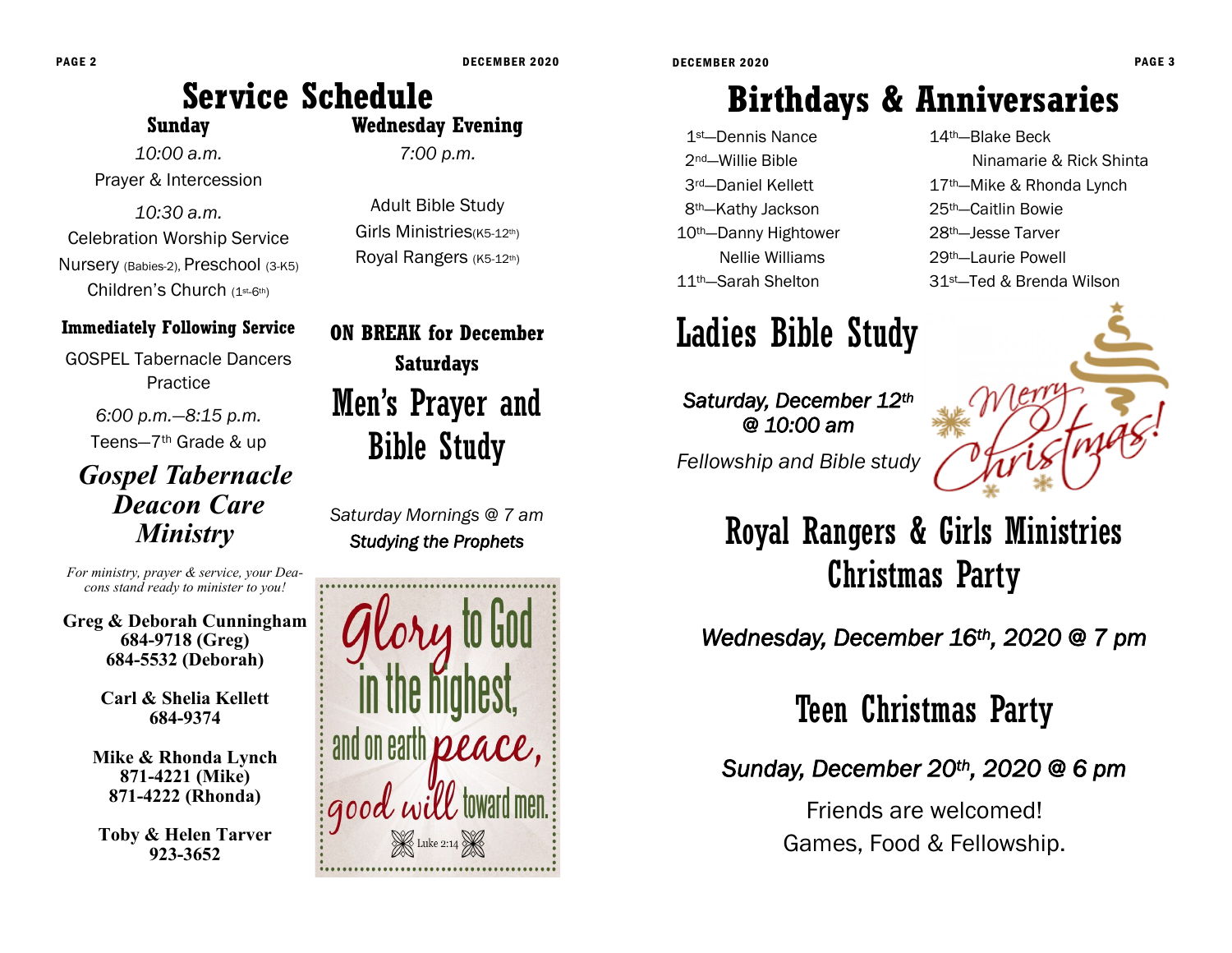# Service Schedule

## Sunday

*10:00 a.m.*

Prayer & Intercession

*10:30 a.m.*

Celebration Worship Service

Nursery (Babies-2), Preschool (3-K5)

Children's Church (1st-6th)

### Immediately Following Service

GOSPEL Tabernacle Dancers Practice

*6:00 p.m.—8:15 p.m.*

Teens—7th Grade & up

## Wednesday Evening

*7:00 p.m.*

Adult Bible Study

Girls Ministries (K5-12th)

Royal Rangers (K5-12th)

## *Gospel Tabernacle Deacon Care Ministry*

*For ministry, prayer & service, your Deacons stand ready to minister to you!*

**Greg & Deborah Cunningham**
**684-9718 (Greg)**
**684-5532 (Deborah)**

**Carl & Shelia Kellett**
**684-9374**

**Mike & Rhonda Lynch**
**871-4221 (Mike)**
**871-4222 (Rhonda)**

**Toby & Helen Tarver**
**923-3652**

### ON BREAK for December Saturdays

## Men's Prayer and Bible Study

*Saturday Mornings @ 7 am*

***Studying the Prophets***

Glory to God in the highest, and on earth peace, good will toward men.
Luke 2:14

# Birthdays & Anniversaries

1st—Dennis Nance
2nd—Willie Bible
3rd—Daniel Kellett
8th—Kathy Jackson
10th—Danny Hightower
Nellie Williams
11th—Sarah Shelton
14th—Blake Beck
Ninamarie & Rick Shinta
17th—Mike & Rhonda Lynch
25th—Caitlin Bowie
28th—Jesse Tarver
29th—Laurie Powell
31st—Ted & Brenda Wilson

## Ladies Bible Study

***Saturday, December 12th @ 10:00 am***

*Fellowship and Bible study*

Merry Christmas!

## Royal Rangers & Girls Ministries Christmas Party

***Wednesday, December 16th, 2020 @ 7 pm***

## Teen Christmas Party

***Sunday, December 20th, 2020 @ 6 pm***

Friends are welcomed!
Games, Food & Fellowship.